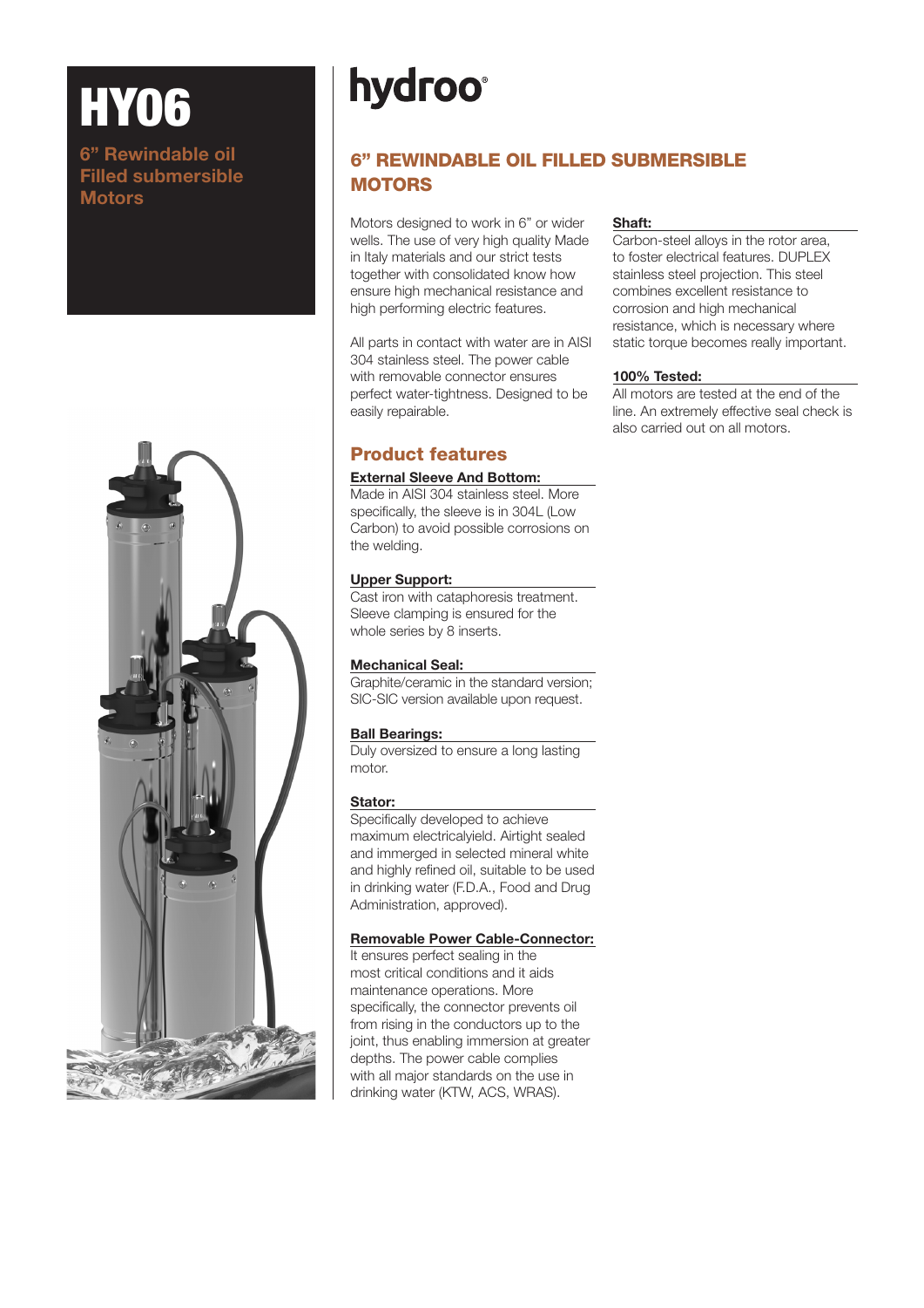# HY06

**6" Rewindable oil Filled submersible Motors**

hydroo®

## 6" REWINDABLE OIL FILLED SUBMERSIBLE MOTORS

Motors designed to work in 6" or wider wells. The use of very high quality Made in Italy materials and our strict tests together with consolidated know how ensure high mechanical resistance and high performing electric features.

All parts in contact with water are in AISI 304 stainless steel. The power cable with removable connector ensures perfect water-tightness. Designed to be easily repairable.

## Product features

**External Sleeve And Bottom:**
Made in AISI 304 stainless steel. More specifically, the sleeve is in 304L (Low Carbon) to avoid possible corrosions on the welding.

**Upper Support:**
Cast iron with cataphoresis treatment. Sleeve clamping is ensured for the whole series by 8 inserts.

**Mechanical Seal:**
Graphite/ceramic in the standard version; SIC-SIC version available upon request.

**Ball Bearings:**
Duly oversized to ensure a long lasting motor.

**Stator:**
Specifically developed to achieve maximum electricalyield. Airtight sealed and immerged in selected mineral white and highly refined oil, suitable to be used in drinking water (F.D.A., Food and Drug Administration, approved).

**Removable Power Cable-Connector:**
It ensures perfect sealing in the most critical conditions and it aids maintenance operations. More specifically, the connector prevents oil from rising in the conductors up to the joint, thus enabling immersion at greater depths. The power cable complies with all major standards on the use in drinking water (KTW, ACS, WRAS).

**Shaft:**
Carbon-steel alloys in the rotor area, to foster electrical features. DUPLEX stainless steel projection. This steel combines excellent resistance to corrosion and high mechanical resistance, which is necessary where static torque becomes really important.

**100% Tested:**
All motors are tested at the end of the line. An extremely effective seal check is also carried out on all motors.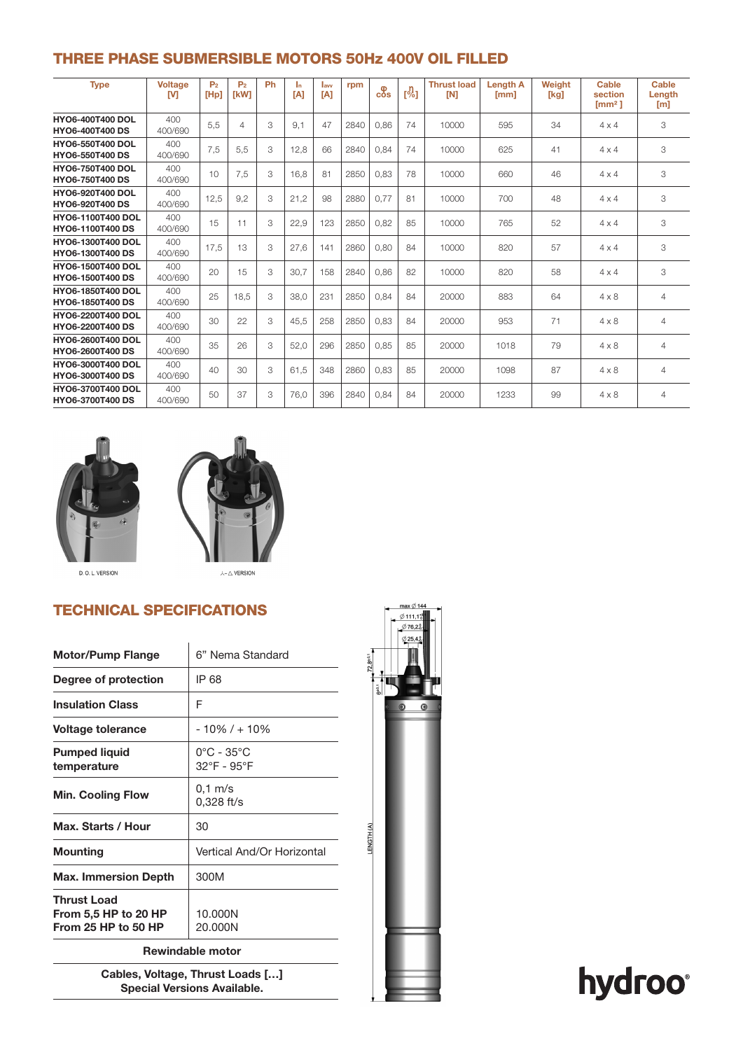## THREE PHASE SUBMERSIBLE MOTORS 50Hz 400V OIL FILLED

| Type | Voltage [V] | $P_2$ [Hp] | $P_2$ [kW] | Ph | $I_n$ [A] | $I_{avv}$ [A] | rpm | cos Φ | η [%] | Thrust load [N] | Length A [mm] | Weight [kg] | Cable section [mm²] | Cable Length [m] |
|---|---|---|---|---|---|---|---|---|---|---|---|---|---|---|
| **HYO6-400T400 DOL** **HYO6-400T400 DS** | 400 400/690 | 5,5 | 4 | 3 | 9,1 | 47 | 2840 | 0,86 | 74 | 10000 | 595 | 34 | 4 x 4 | 3 |
| **HYO6-550T400 DOL** **HYO6-550T400 DS** | 400 400/690 | 7,5 | 5,5 | 3 | 12,8 | 66 | 2840 | 0,84 | 74 | 10000 | 625 | 41 | 4 x 4 | 3 |
| **HYO6-750T400 DOL** **HYO6-750T400 DS** | 400 400/690 | 10 | 7,5 | 3 | 16,8 | 81 | 2850 | 0,83 | 78 | 10000 | 660 | 46 | 4 x 4 | 3 |
| **HYO6-920T400 DOL** **HYO6-920T400 DS** | 400 400/690 | 12,5 | 9,2 | 3 | 21,2 | 98 | 2880 | 0,77 | 81 | 10000 | 700 | 48 | 4 x 4 | 3 |
| **HYO6-1100T400 DOL** **HYO6-1100T400 DS** | 400 400/690 | 15 | 11 | 3 | 22,9 | 123 | 2850 | 0,82 | 85 | 10000 | 765 | 52 | 4 x 4 | 3 |
| **HYO6-1300T400 DOL** **HYO6-1300T400 DS** | 400 400/690 | 17,5 | 13 | 3 | 27,6 | 141 | 2860 | 0,80 | 84 | 10000 | 820 | 57 | 4 x 4 | 3 |
| **HYO6-1500T400 DOL** **HYO6-1500T400 DS** | 400 400/690 | 20 | 15 | 3 | 30,7 | 158 | 2840 | 0,86 | 82 | 10000 | 820 | 58 | 4 x 4 | 3 |
| **HYO6-1850T400 DOL** **HYO6-1850T400 DS** | 400 400/690 | 25 | 18,5 | 3 | 38,0 | 231 | 2850 | 0,84 | 84 | 20000 | 883 | 64 | 4 x 8 | 4 |
| **HYO6-2200T400 DOL** **HYO6-2200T400 DS** | 400 400/690 | 30 | 22 | 3 | 45,5 | 258 | 2850 | 0,83 | 84 | 20000 | 953 | 71 | 4 x 8 | 4 |
| **HYO6-2600T400 DOL** **HYO6-2600T400 DS** | 400 400/690 | 35 | 26 | 3 | 52,0 | 296 | 2850 | 0,85 | 85 | 20000 | 1018 | 79 | 4 x 8 | 4 |
| **HYO6-3000T400 DOL** **HYO6-3000T400 DS** | 400 400/690 | 40 | 30 | 3 | 61,5 | 348 | 2860 | 0,83 | 85 | 20000 | 1098 | 87 | 4 x 8 | 4 |
| **HYO6-3700T400 DOL** **HYO6-3700T400 DS** | 400 400/690 | 50 | 37 | 3 | 76,0 | 396 | 2840 | 0,84 | 84 | 20000 | 1233 | 99 | 4 x 8 | 4 |

D. O. L. VERSION

λ - Δ VERSION

## TECHNICAL SPECIFICATIONS

| | |
|---|---|
| **Motor/Pump Flange** | 6" Nema Standard |
| **Degree of protection** | IP 68 |
| **Insulation Class** | F |
| **Voltage tolerance** | - 10% / + 10% |
| **Pumped liquid temperature** | 0°C - 35°C 32°F - 95°F |
| **Min. Cooling Flow** | 0,1 m/s 0,328 ft/s |
| **Max. Starts / Hour** | 30 |
| **Mounting** | Vertical And/Or Horizontal |
| **Max. Immersion Depth** | 300M |
| **Thrust Load** **From 5,5 HP to 20 HP** **From 25 HP to 50 HP** | 10.000N 20.000N |

**Rewindable motor**

**Cables, Voltage, Thrust Loads […] Special Versions Available.**

max Ø 144
Ø 111,13
Ø 76,23
Ø 25,43
72,8
8
LENGTH (A)

hydroo®